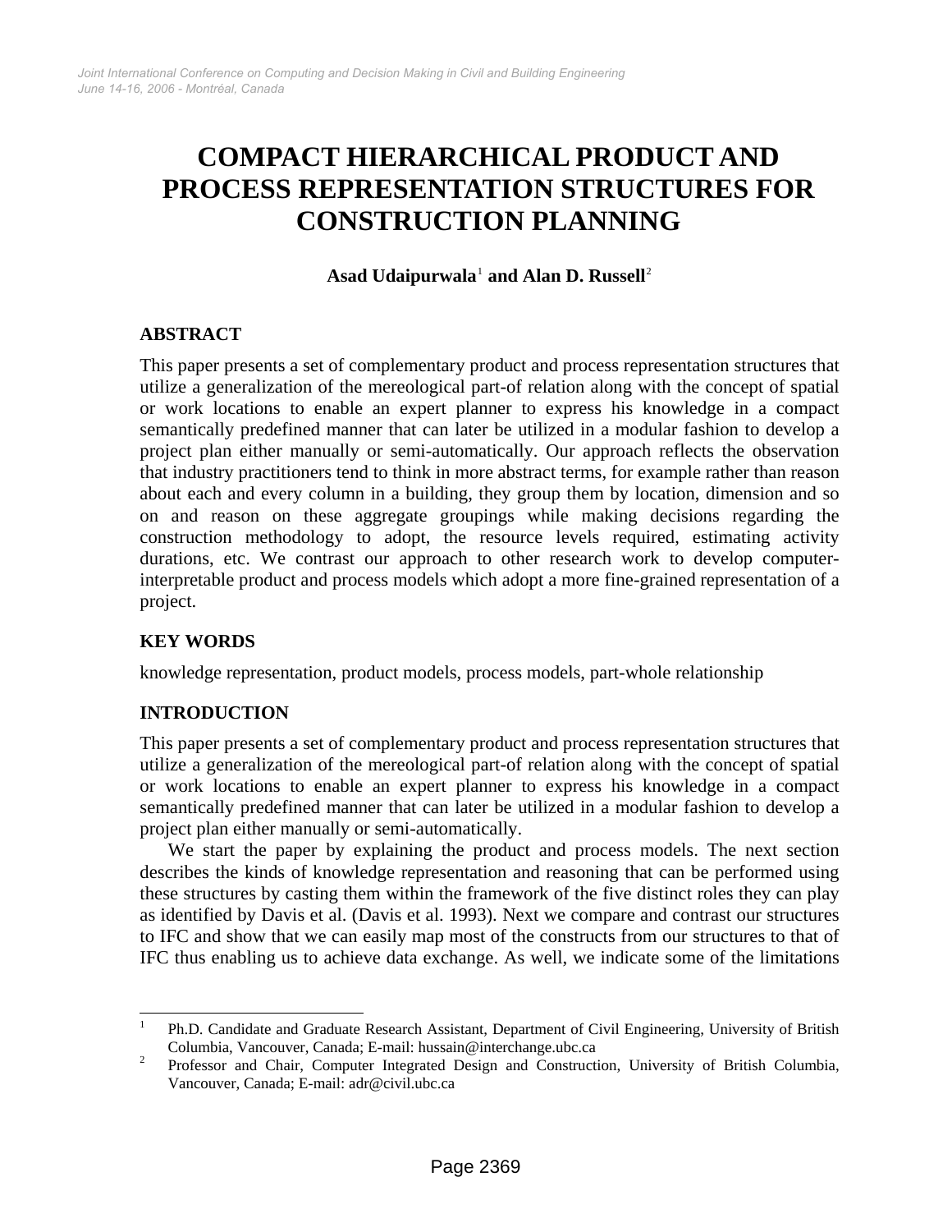// COMPACT HIERARCHICAL PRODUCT AND PROCESS REPRESENTATION STRUCTURES FOR CONSTRUCTION PLANNING

**Asad Udaipurwala**[1] **and Alan D. Russell**[2]

## ABSTRACT

This paper presents a set of complementary product and process representation structures that utilize a generalization of the mereological part-of relation along with the concept of spatial or work locations to enable an expert planner to express his knowledge in a compact semantically predefined manner that can later be utilized in a modular fashion to develop a project plan either manually or semi-automatically. Our approach reflects the observation that industry practitioners tend to think in more abstract terms, for example rather than reason about each and every column in a building, they group them by location, dimension and so on and reason on these aggregate groupings while making decisions regarding the construction methodology to adopt, the resource levels required, estimating activity durations, etc. We contrast our approach to other research work to develop computer-interpretable product and process models which adopt a more fine-grained representation of a project.

## KEY WORDS

knowledge representation, product models, process models, part-whole relationship

## INTRODUCTION

This paper presents a set of complementary product and process representation structures that utilize a generalization of the mereological part-of relation along with the concept of spatial or work locations to enable an expert planner to express his knowledge in a compact semantically predefined manner that can later be utilized in a modular fashion to develop a project plan either manually or semi-automatically.

We start the paper by explaining the product and process models. The next section describes the kinds of knowledge representation and reasoning that can be performed using these structures by casting them within the framework of the five distinct roles they can play as identified by Davis et al. (Davis et al. 1993). Next we compare and contrast our structures to IFC and show that we can easily map most of the constructs from our structures to that of IFC thus enabling us to achieve data exchange. As well, we indicate some of the limitations

---

[1] Ph.D. Candidate and Graduate Research Assistant, Department of Civil Engineering, University of British Columbia, Vancouver, Canada; E-mail: hussain@interchange.ubc.ca

[2] Professor and Chair, Computer Integrated Design and Construction, University of British Columbia, Vancouver, Canada; E-mail: adr@civil.ubc.ca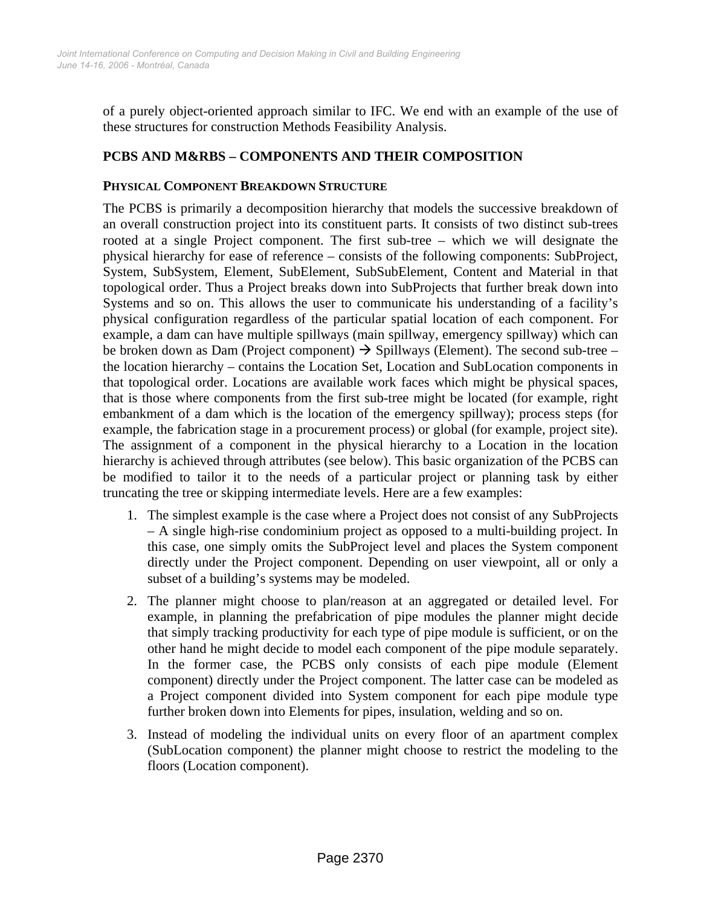of a purely object-oriented approach similar to IFC. We end with an example of the use of these structures for construction Methods Feasibility Analysis.

## PCBS AND M&RBS – COMPONENTS AND THEIR COMPOSITION

### PHYSICAL COMPONENT BREAKDOWN STRUCTURE

The PCBS is primarily a decomposition hierarchy that models the successive breakdown of an overall construction project into its constituent parts. It consists of two distinct sub-trees rooted at a single Project component. The first sub-tree – which we will designate the physical hierarchy for ease of reference – consists of the following components: SubProject, System, SubSystem, Element, SubElement, SubSubElement, Content and Material in that topological order. Thus a Project breaks down into SubProjects that further break down into Systems and so on. This allows the user to communicate his understanding of a facility's physical configuration regardless of the particular spatial location of each component. For example, a dam can have multiple spillways (main spillway, emergency spillway) which can be broken down as Dam (Project component) → Spillways (Element). The second sub-tree – the location hierarchy – contains the Location Set, Location and SubLocation components in that topological order. Locations are available work faces which might be physical spaces, that is those where components from the first sub-tree might be located (for example, right embankment of a dam which is the location of the emergency spillway); process steps (for example, the fabrication stage in a procurement process) or global (for example, project site). The assignment of a component in the physical hierarchy to a Location in the location hierarchy is achieved through attributes (see below). This basic organization of the PCBS can be modified to tailor it to the needs of a particular project or planning task by either truncating the tree or skipping intermediate levels. Here are a few examples:

1. The simplest example is the case where a Project does not consist of any SubProjects – A single high-rise condominium project as opposed to a multi-building project. In this case, one simply omits the SubProject level and places the System component directly under the Project component. Depending on user viewpoint, all or only a subset of a building's systems may be modeled.
2. The planner might choose to plan/reason at an aggregated or detailed level. For example, in planning the prefabrication of pipe modules the planner might decide that simply tracking productivity for each type of pipe module is sufficient, or on the other hand he might decide to model each component of the pipe module separately. In the former case, the PCBS only consists of each pipe module (Element component) directly under the Project component. The latter case can be modeled as a Project component divided into System component for each pipe module type further broken down into Elements for pipes, insulation, welding and so on.
3. Instead of modeling the individual units on every floor of an apartment complex (SubLocation component) the planner might choose to restrict the modeling to the floors (Location component).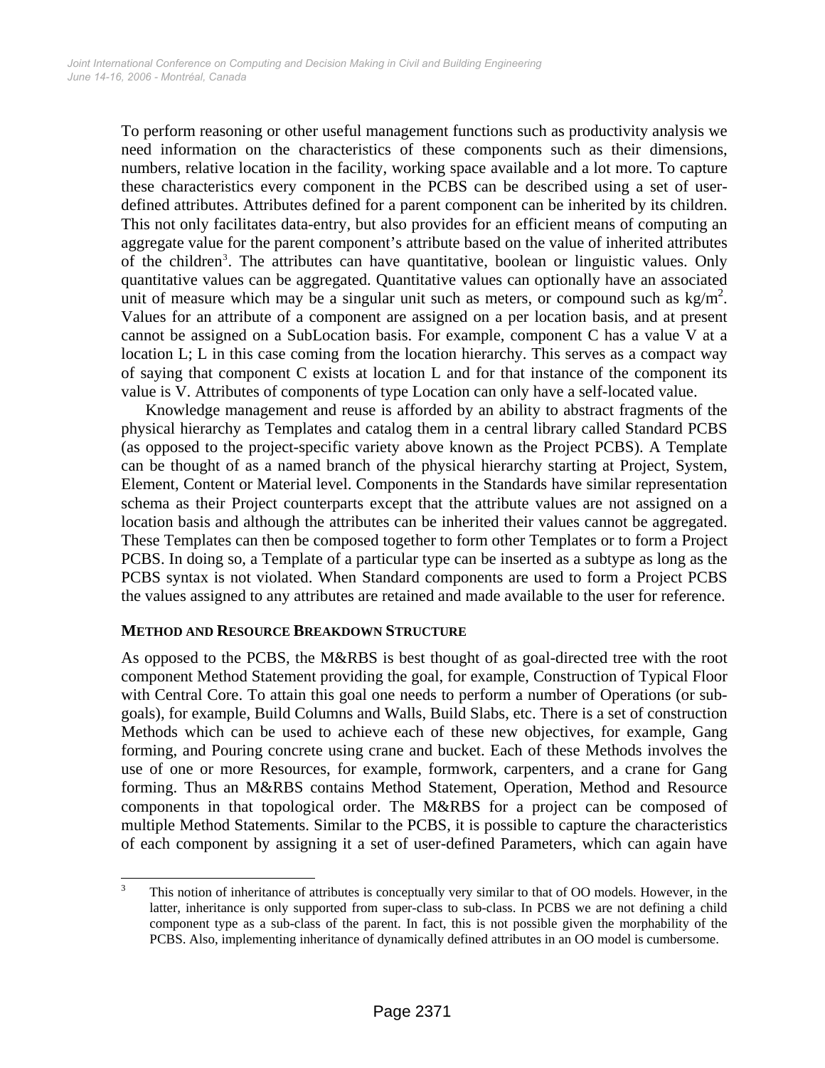To perform reasoning or other useful management functions such as productivity analysis we need information on the characteristics of these components such as their dimensions, numbers, relative location in the facility, working space available and a lot more. To capture these characteristics every component in the PCBS can be described using a set of user-defined attributes. Attributes defined for a parent component can be inherited by its children. This not only facilitates data-entry, but also provides for an efficient means of computing an aggregate value for the parent component's attribute based on the value of inherited attributes of the children[3]. The attributes can have quantitative, boolean or linguistic values. Only quantitative values can be aggregated. Quantitative values can optionally have an associated unit of measure which may be a singular unit such as meters, or compound such as $kg/m^2$. Values for an attribute of a component are assigned on a per location basis, and at present cannot be assigned on a SubLocation basis. For example, component C has a value V at a location L; L in this case coming from the location hierarchy. This serves as a compact way of saying that component C exists at location L and for that instance of the component its value is V. Attributes of components of type Location can only have a self-located value.

Knowledge management and reuse is afforded by an ability to abstract fragments of the physical hierarchy as Templates and catalog them in a central library called Standard PCBS (as opposed to the project-specific variety above known as the Project PCBS). A Template can be thought of as a named branch of the physical hierarchy starting at Project, System, Element, Content or Material level. Components in the Standards have similar representation schema as their Project counterparts except that the attribute values are not assigned on a location basis and although the attributes can be inherited their values cannot be aggregated. These Templates can then be composed together to form other Templates or to form a Project PCBS. In doing so, a Template of a particular type can be inserted as a subtype as long as the PCBS syntax is not violated. When Standard components are used to form a Project PCBS the values assigned to any attributes are retained and made available to the user for reference.

### METHOD AND RESOURCE BREAKDOWN STRUCTURE

As opposed to the PCBS, the M&RBS is best thought of as goal-directed tree with the root component Method Statement providing the goal, for example, Construction of Typical Floor with Central Core. To attain this goal one needs to perform a number of Operations (or sub-goals), for example, Build Columns and Walls, Build Slabs, etc. There is a set of construction Methods which can be used to achieve each of these new objectives, for example, Gang forming, and Pouring concrete using crane and bucket. Each of these Methods involves the use of one or more Resources, for example, formwork, carpenters, and a crane for Gang forming. Thus an M&RBS contains Method Statement, Operation, Method and Resource components in that topological order. The M&RBS for a project can be composed of multiple Method Statements. Similar to the PCBS, it is possible to capture the characteristics of each component by assigning it a set of user-defined Parameters, which can again have

---

[3] This notion of inheritance of attributes is conceptually very similar to that of OO models. However, in the latter, inheritance is only supported from super-class to sub-class. In PCBS we are not defining a child component type as a sub-class of the parent. In fact, this is not possible given the morphability of the PCBS. Also, implementing inheritance of dynamically defined attributes in an OO model is cumbersome.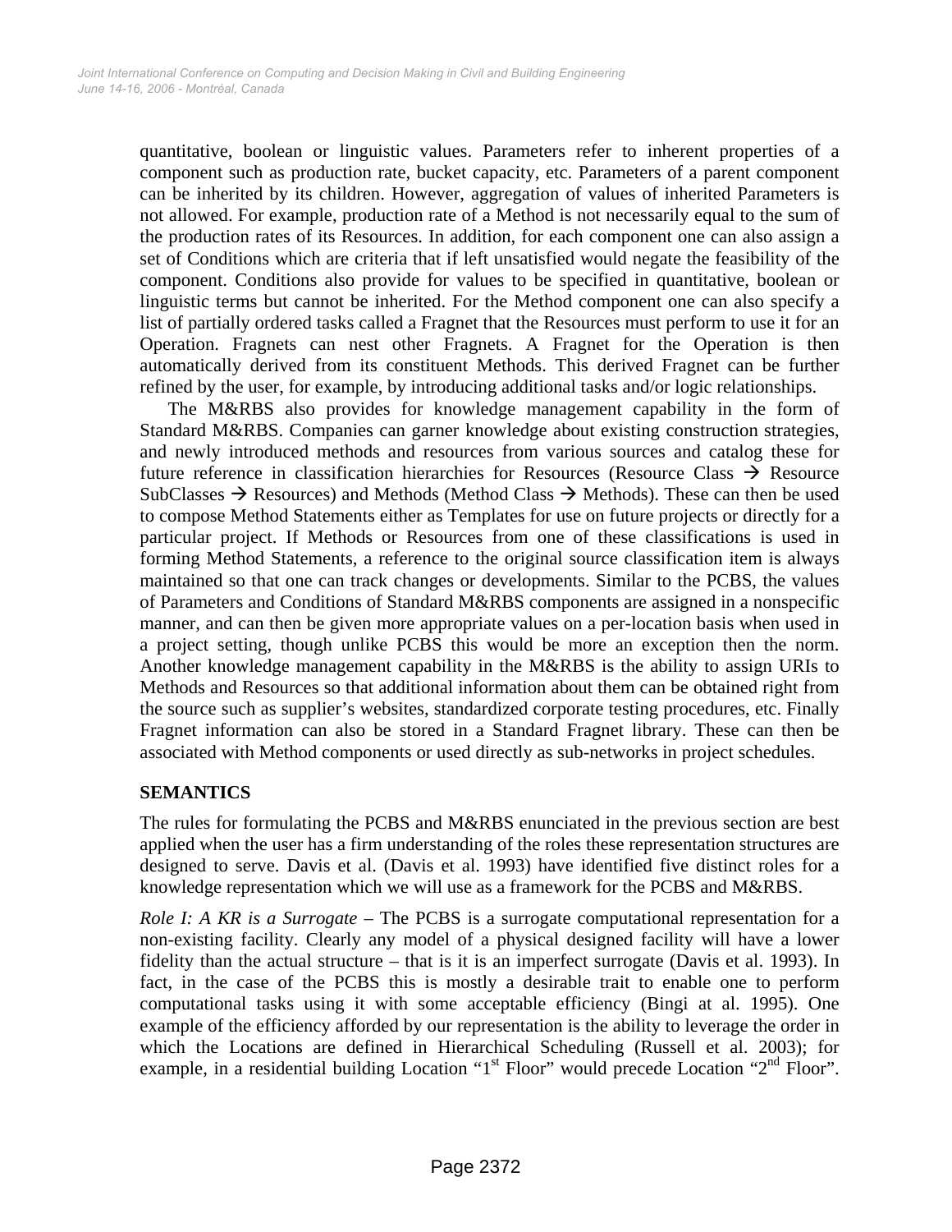quantitative, boolean or linguistic values. Parameters refer to inherent properties of a component such as production rate, bucket capacity, etc. Parameters of a parent component can be inherited by its children. However, aggregation of values of inherited Parameters is not allowed. For example, production rate of a Method is not necessarily equal to the sum of the production rates of its Resources. In addition, for each component one can also assign a set of Conditions which are criteria that if left unsatisfied would negate the feasibility of the component. Conditions also provide for values to be specified in quantitative, boolean or linguistic terms but cannot be inherited. For the Method component one can also specify a list of partially ordered tasks called a Fragnet that the Resources must perform to use it for an Operation. Fragnets can nest other Fragnets. A Fragnet for the Operation is then automatically derived from its constituent Methods. This derived Fragnet can be further refined by the user, for example, by introducing additional tasks and/or logic relationships.

The M&RBS also provides for knowledge management capability in the form of Standard M&RBS. Companies can garner knowledge about existing construction strategies, and newly introduced methods and resources from various sources and catalog these for future reference in classification hierarchies for Resources (Resource Class → Resource SubClasses → Resources) and Methods (Method Class → Methods). These can then be used to compose Method Statements either as Templates for use on future projects or directly for a particular project. If Methods or Resources from one of these classifications is used in forming Method Statements, a reference to the original source classification item is always maintained so that one can track changes or developments. Similar to the PCBS, the values of Parameters and Conditions of Standard M&RBS components are assigned in a nonspecific manner, and can then be given more appropriate values on a per-location basis when used in a project setting, though unlike PCBS this would be more an exception then the norm. Another knowledge management capability in the M&RBS is the ability to assign URIs to Methods and Resources so that additional information about them can be obtained right from the source such as supplier's websites, standardized corporate testing procedures, etc. Finally Fragnet information can also be stored in a Standard Fragnet library. These can then be associated with Method components or used directly as sub-networks in project schedules.

## SEMANTICS

The rules for formulating the PCBS and M&RBS enunciated in the previous section are best applied when the user has a firm understanding of the roles these representation structures are designed to serve. Davis et al. (Davis et al. 1993) have identified five distinct roles for a knowledge representation which we will use as a framework for the PCBS and M&RBS.

*Role I: A KR is a Surrogate* – The PCBS is a surrogate computational representation for a non-existing facility. Clearly any model of a physical designed facility will have a lower fidelity than the actual structure – that is it is an imperfect surrogate (Davis et al. 1993). In fact, in the case of the PCBS this is mostly a desirable trait to enable one to perform computational tasks using it with some acceptable efficiency (Bingi at al. 1995). One example of the efficiency afforded by our representation is the ability to leverage the order in which the Locations are defined in Hierarchical Scheduling (Russell et al. 2003); for example, in a residential building Location "1st Floor" would precede Location "2nd Floor".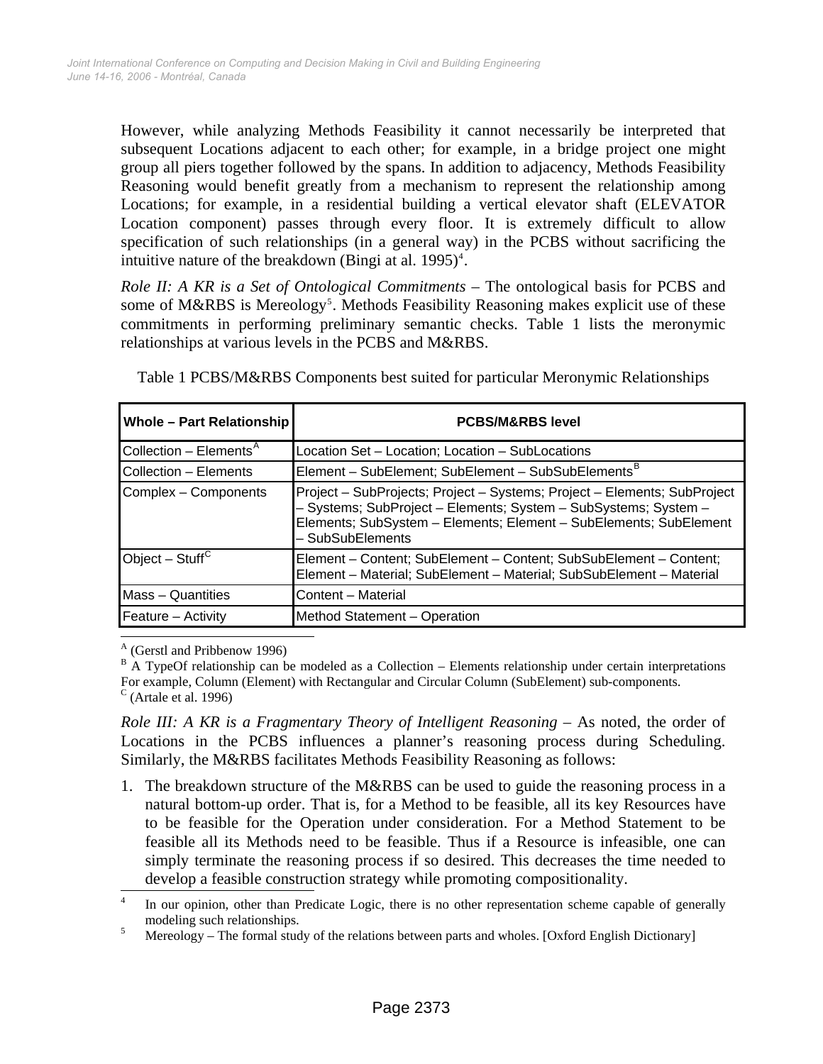However, while analyzing Methods Feasibility it cannot necessarily be interpreted that subsequent Locations adjacent to each other; for example, in a bridge project one might group all piers together followed by the spans. In addition to adjacency, Methods Feasibility Reasoning would benefit greatly from a mechanism to represent the relationship among Locations; for example, in a residential building a vertical elevator shaft (ELEVATOR Location component) passes through every floor. It is extremely difficult to allow specification of such relationships (in a general way) in the PCBS without sacrificing the intuitive nature of the breakdown (Bingi at al. 1995)[4].

*Role II: A KR is a Set of Ontological Commitments* – The ontological basis for PCBS and some of M&RBS is Mereology[5]. Methods Feasibility Reasoning makes explicit use of these commitments in performing preliminary semantic checks. Table 1 lists the meronymic relationships at various levels in the PCBS and M&RBS.

Table 1 PCBS/M&RBS Components best suited for particular Meronymic Relationships

| Whole – Part Relationship | PCBS/M&RBS level |
|---|---|
| Collection – Elements[A] | Location Set – Location; Location – SubLocations |
| Collection – Elements | Element – SubElement; SubElement – SubSubElements[B] |
| Complex – Components | Project – SubProjects; Project – Systems; Project – Elements; SubProject – Systems; SubProject – Elements; System – SubSystems; System – Elements; SubSystem – Elements; Element – SubElements; SubElement – SubSubElements |
| Object – Stuff[C] | Element – Content; SubElement – Content; SubSubElement – Content; Element – Material; SubElement – Material; SubSubElement – Material |
| Mass – Quantities | Content – Material |
| Feature – Activity | Method Statement – Operation |

[A] (Gerstl and Pribbenow 1996)
[B] A TypeOf relationship can be modeled as a Collection – Elements relationship under certain interpretations For example, Column (Element) with Rectangular and Circular Column (SubElement) sub-components.
[C] (Artale et al. 1996)

*Role III: A KR is a Fragmentary Theory of Intelligent Reasoning* – As noted, the order of Locations in the PCBS influences a planner's reasoning process during Scheduling. Similarly, the M&RBS facilitates Methods Feasibility Reasoning as follows:

1. The breakdown structure of the M&RBS can be used to guide the reasoning process in a natural bottom-up order. That is, for a Method to be feasible, all its key Resources have to be feasible for the Operation under consideration. For a Method Statement to be feasible all its Methods need to be feasible. Thus if a Resource is infeasible, one can simply terminate the reasoning process if so desired. This decreases the time needed to develop a feasible construction strategy while promoting compositionality.

[4] In our opinion, other than Predicate Logic, there is no other representation scheme capable of generally modeling such relationships.
[5] Mereology – The formal study of the relations between parts and wholes. [Oxford English Dictionary]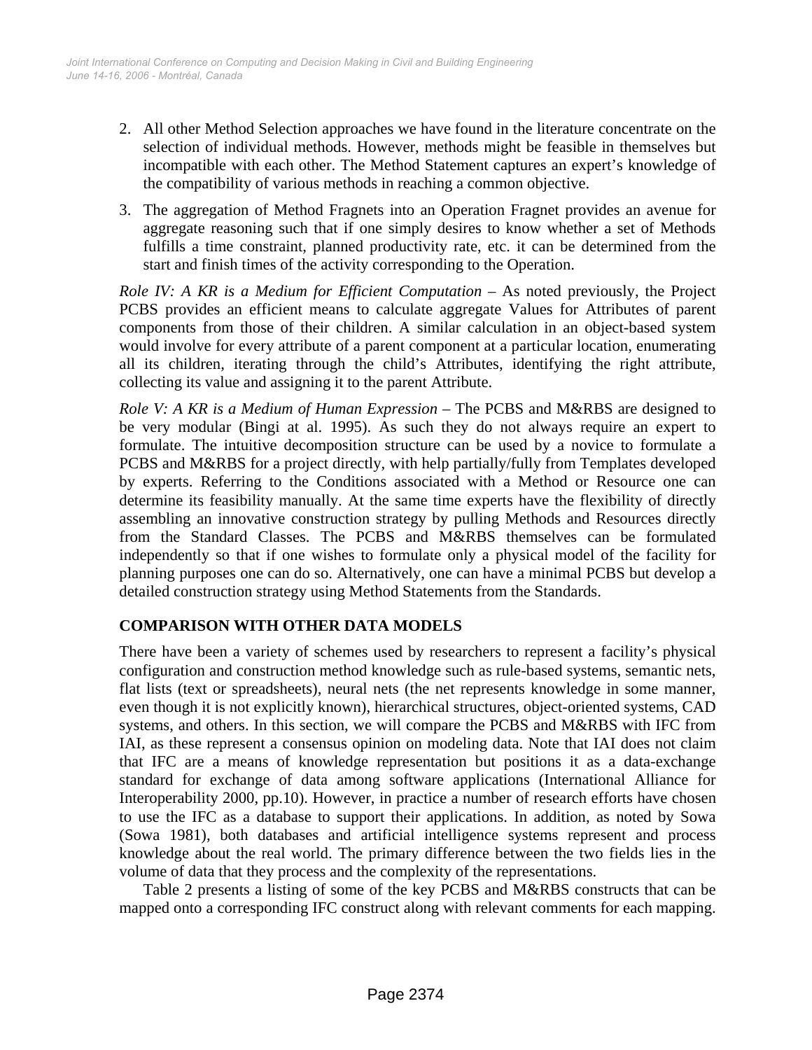2. All other Method Selection approaches we have found in the literature concentrate on the selection of individual methods. However, methods might be feasible in themselves but incompatible with each other. The Method Statement captures an expert's knowledge of the compatibility of various methods in reaching a common objective.

3. The aggregation of Method Fragnets into an Operation Fragnet provides an avenue for aggregate reasoning such that if one simply desires to know whether a set of Methods fulfills a time constraint, planned productivity rate, etc. it can be determined from the start and finish times of the activity corresponding to the Operation.

*Role IV: A KR is a Medium for Efficient Computation* – As noted previously, the Project PCBS provides an efficient means to calculate aggregate Values for Attributes of parent components from those of their children. A similar calculation in an object-based system would involve for every attribute of a parent component at a particular location, enumerating all its children, iterating through the child's Attributes, identifying the right attribute, collecting its value and assigning it to the parent Attribute.

*Role V: A KR is a Medium of Human Expression* – The PCBS and M&RBS are designed to be very modular (Bingi at al. 1995). As such they do not always require an expert to formulate. The intuitive decomposition structure can be used by a novice to formulate a PCBS and M&RBS for a project directly, with help partially/fully from Templates developed by experts. Referring to the Conditions associated with a Method or Resource one can determine its feasibility manually. At the same time experts have the flexibility of directly assembling an innovative construction strategy by pulling Methods and Resources directly from the Standard Classes. The PCBS and M&RBS themselves can be formulated independently so that if one wishes to formulate only a physical model of the facility for planning purposes one can do so. Alternatively, one can have a minimal PCBS but develop a detailed construction strategy using Method Statements from the Standards.

## COMPARISON WITH OTHER DATA MODELS

There have been a variety of schemes used by researchers to represent a facility's physical configuration and construction method knowledge such as rule-based systems, semantic nets, flat lists (text or spreadsheets), neural nets (the net represents knowledge in some manner, even though it is not explicitly known), hierarchical structures, object-oriented systems, CAD systems, and others. In this section, we will compare the PCBS and M&RBS with IFC from IAI, as these represent a consensus opinion on modeling data. Note that IAI does not claim that IFC are a means of knowledge representation but positions it as a data-exchange standard for exchange of data among software applications (International Alliance for Interoperability 2000, pp.10). However, in practice a number of research efforts have chosen to use the IFC as a database to support their applications. In addition, as noted by Sowa (Sowa 1981), both databases and artificial intelligence systems represent and process knowledge about the real world. The primary difference between the two fields lies in the volume of data that they process and the complexity of the representations.

Table 2 presents a listing of some of the key PCBS and M&RBS constructs that can be mapped onto a corresponding IFC construct along with relevant comments for each mapping.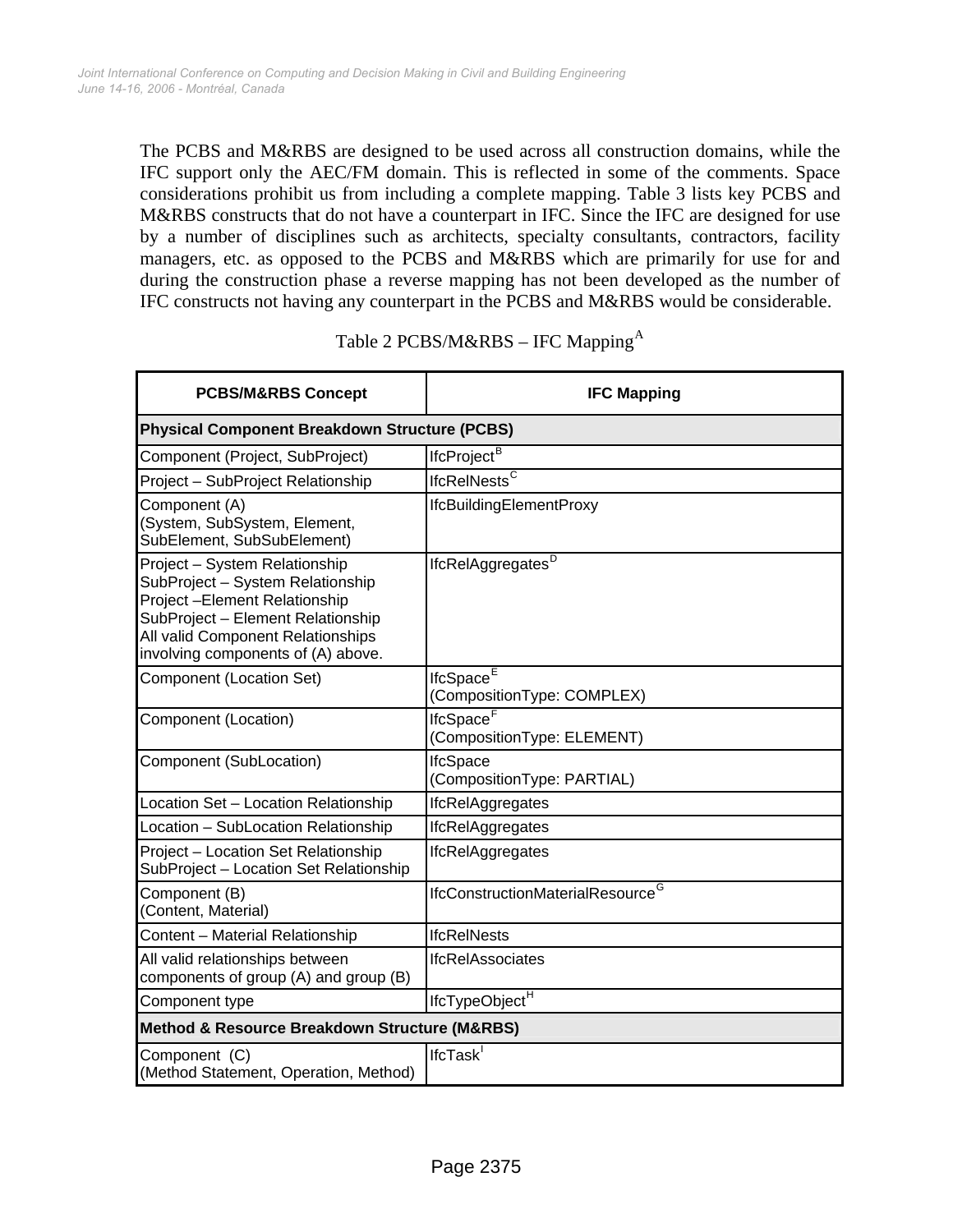The PCBS and M&RBS are designed to be used across all construction domains, while the IFC support only the AEC/FM domain. This is reflected in some of the comments. Space considerations prohibit us from including a complete mapping. Table 3 lists key PCBS and M&RBS constructs that do not have a counterpart in IFC. Since the IFC are designed for use by a number of disciplines such as architects, specialty consultants, contractors, facility managers, etc. as opposed to the PCBS and M&RBS which are primarily for use for and during the construction phase a reverse mapping has not been developed as the number of IFC constructs not having any counterpart in the PCBS and M&RBS would be considerable.

Table 2 PCBS/M&RBS – IFC Mapping[A]

| PCBS/M&RBS Concept | IFC Mapping |
|---|---|
| **Physical Component Breakdown Structure (PCBS)** | |
| Component (Project, SubProject) | IfcProject[B] |
| Project – SubProject Relationship | IfcRelNests[C] |
| Component (A)<br>(System, SubSystem, Element, SubElement, SubSubElement) | IfcBuildingElementProxy |
| Project – System Relationship<br>SubProject – System Relationship<br>Project –Element Relationship<br>SubProject – Element Relationship<br>All valid Component Relationships involving components of (A) above. | IfcRelAggregates[D] |
| Component (Location Set) | IfcSpace[E]<br>(CompositionType: COMPLEX) |
| Component (Location) | IfcSpace[F]<br>(CompositionType: ELEMENT) |
| Component (SubLocation) | IfcSpace<br>(CompositionType: PARTIAL) |
| Location Set – Location Relationship | IfcRelAggregates |
| Location – SubLocation Relationship | IfcRelAggregates |
| Project – Location Set Relationship<br>SubProject – Location Set Relationship | IfcRelAggregates |
| Component (B)<br>(Content, Material) | IfcConstructionMaterialResource[G] |
| Content – Material Relationship | IfcRelNests |
| All valid relationships between components of group (A) and group (B) | IfcRelAssociates |
| Component type | IfcTypeObject[H] |
| **Method & Resource Breakdown Structure (M&RBS)** | |
| Component (C)<br>(Method Statement, Operation, Method) | IfcTask[I] |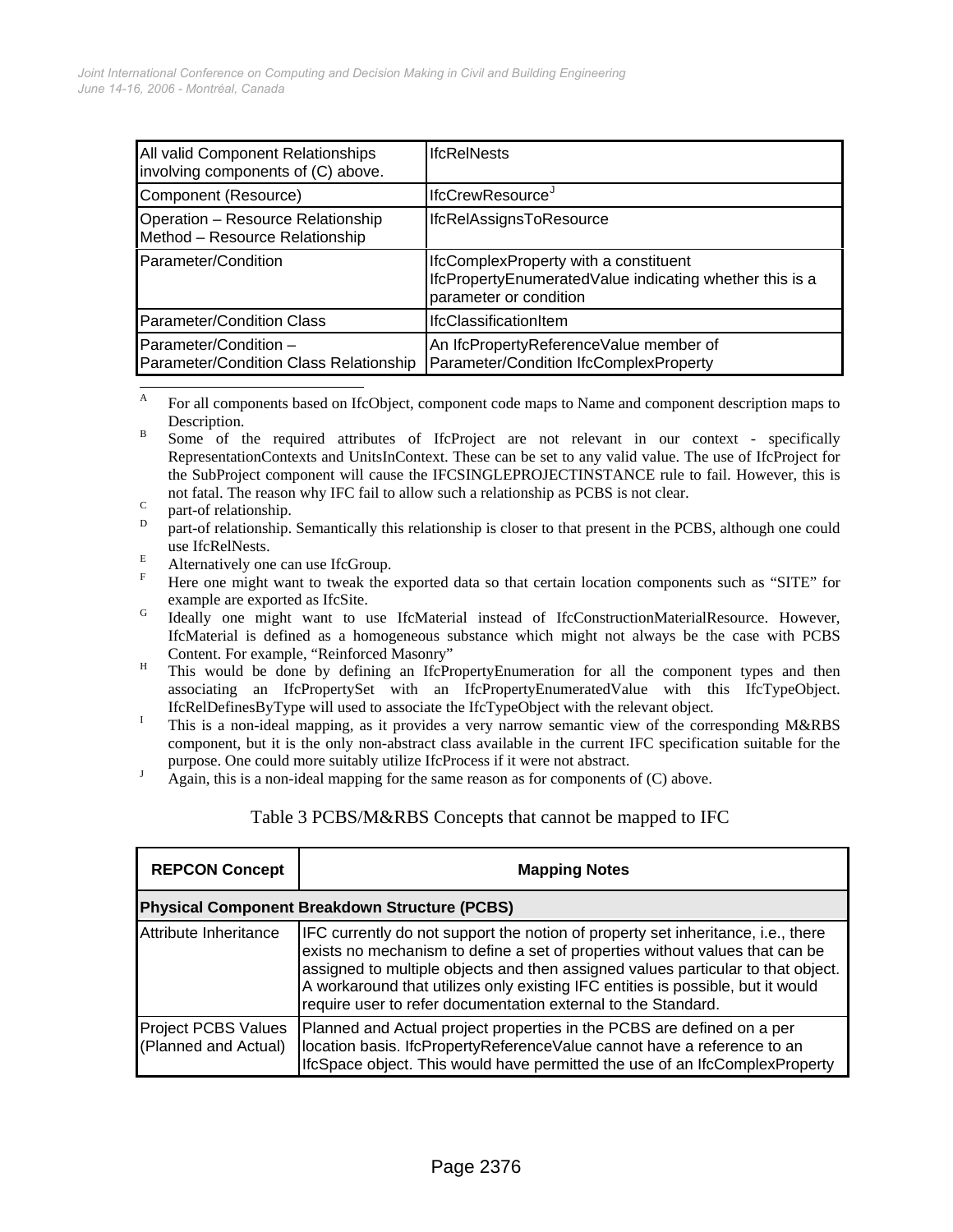| | |
|---|---|
| All valid Component Relationships involving components of (C) above. | IfcRelNests |
| Component (Resource) | IfcCrewResource[J] |
| Operation – Resource Relationship<br>Method – Resource Relationship | IfcRelAssignsToResource |
| Parameter/Condition | IfcComplexProperty with a constituent IfcPropertyEnumeratedValue indicating whether this is a parameter or condition |
| Parameter/Condition Class | IfcClassificationItem |
| Parameter/Condition – Parameter/Condition Class Relationship | An IfcPropertyReferenceValue member of Parameter/Condition IfcComplexProperty |

[A] For all components based on IfcObject, component code maps to Name and component description maps to Description.

[B] Some of the required attributes of IfcProject are not relevant in our context - specifically RepresentationContexts and UnitsInContext. These can be set to any valid value. The use of IfcProject for the SubProject component will cause the IFCSINGLEPROJECTINSTANCE rule to fail. However, this is not fatal. The reason why IFC fail to allow such a relationship as PCBS is not clear.

[C] part-of relationship.

[D] part-of relationship. Semantically this relationship is closer to that present in the PCBS, although one could use IfcRelNests.

[E] Alternatively one can use IfcGroup.

[F] Here one might want to tweak the exported data so that certain location components such as "SITE" for example are exported as IfcSite.

[G] Ideally one might want to use IfcMaterial instead of IfcConstructionMaterialResource. However, IfcMaterial is defined as a homogeneous substance which might not always be the case with PCBS Content. For example, "Reinforced Masonry"

[H] This would be done by defining an IfcPropertyEnumeration for all the component types and then associating an IfcPropertySet with an IfcPropertyEnumeratedValue with this IfcTypeObject. IfcRelDefinesByType will used to associate the IfcTypeObject with the relevant object.

[I] This is a non-ideal mapping, as it provides a very narrow semantic view of the corresponding M&RBS component, but it is the only non-abstract class available in the current IFC specification suitable for the purpose. One could more suitably utilize IfcProcess if it were not abstract.

[J] Again, this is a non-ideal mapping for the same reason as for components of (C) above.

Table 3 PCBS/M&RBS Concepts that cannot be mapped to IFC

| REPCON Concept | Mapping Notes |
|---|---|
| **Physical Component Breakdown Structure (PCBS)** | |
| Attribute Inheritance | IFC currently do not support the notion of property set inheritance, i.e., there exists no mechanism to define a set of properties without values that can be assigned to multiple objects and then assigned values particular to that object. A workaround that utilizes only existing IFC entities is possible, but it would require user to refer documentation external to the Standard. |
| Project PCBS Values (Planned and Actual) | Planned and Actual project properties in the PCBS are defined on a per location basis. IfcPropertyReferenceValue cannot have a reference to an IfcSpace object. This would have permitted the use of an IfcComplexProperty |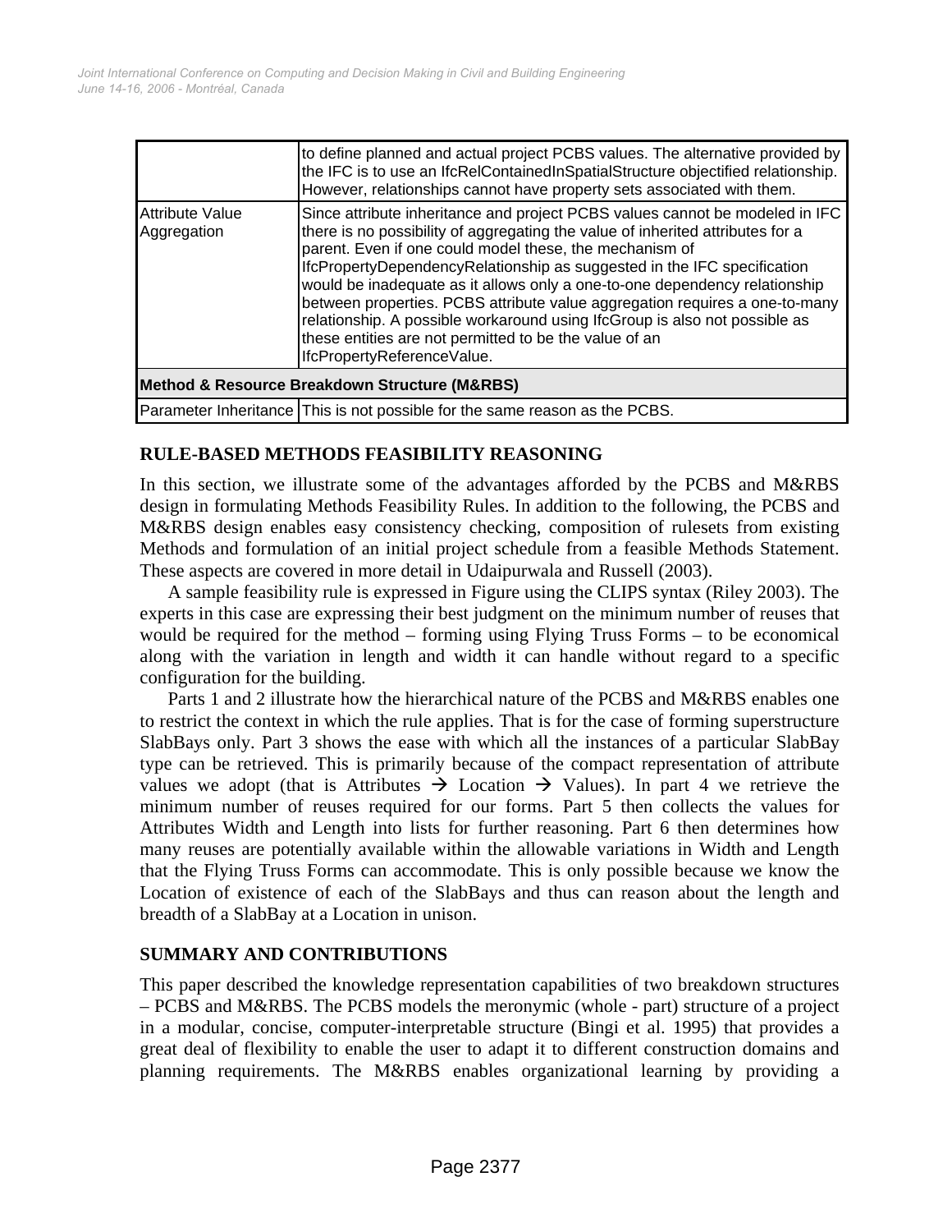| | |
|---|---|
| | to define planned and actual project PCBS values. The alternative provided by the IFC is to use an IfcRelContainedInSpatialStructure objectified relationship. However, relationships cannot have property sets associated with them. |
| Attribute Value Aggregation | Since attribute inheritance and project PCBS values cannot be modeled in IFC there is no possibility of aggregating the value of inherited attributes for a parent. Even if one could model these, the mechanism of IfcPropertyDependencyRelationship as suggested in the IFC specification would be inadequate as it allows only a one-to-one dependency relationship between properties. PCBS attribute value aggregation requires a one-to-many relationship. A possible workaround using IfcGroup is also not possible as these entities are not permitted to be the value of an IfcPropertyReferenceValue. |
| **Method & Resource Breakdown Structure (M&RBS)** | |
| Parameter Inheritance | This is not possible for the same reason as the PCBS. |

## RULE-BASED METHODS FEASIBILITY REASONING

In this section, we illustrate some of the advantages afforded by the PCBS and M&RBS design in formulating Methods Feasibility Rules. In addition to the following, the PCBS and M&RBS design enables easy consistency checking, composition of rulesets from existing Methods and formulation of an initial project schedule from a feasible Methods Statement. These aspects are covered in more detail in Udaipurwala and Russell (2003).

A sample feasibility rule is expressed in Figure using the CLIPS syntax (Riley 2003). The experts in this case are expressing their best judgment on the minimum number of reuses that would be required for the method – forming using Flying Truss Forms – to be economical along with the variation in length and width it can handle without regard to a specific configuration for the building.

Parts 1 and 2 illustrate how the hierarchical nature of the PCBS and M&RBS enables one to restrict the context in which the rule applies. That is for the case of forming superstructure SlabBays only. Part 3 shows the ease with which all the instances of a particular SlabBay type can be retrieved. This is primarily because of the compact representation of attribute values we adopt (that is Attributes → Location → Values). In part 4 we retrieve the minimum number of reuses required for our forms. Part 5 then collects the values for Attributes Width and Length into lists for further reasoning. Part 6 then determines how many reuses are potentially available within the allowable variations in Width and Length that the Flying Truss Forms can accommodate. This is only possible because we know the Location of existence of each of the SlabBays and thus can reason about the length and breadth of a SlabBay at a Location in unison.

## SUMMARY AND CONTRIBUTIONS

This paper described the knowledge representation capabilities of two breakdown structures – PCBS and M&RBS. The PCBS models the meronymic (whole - part) structure of a project in a modular, concise, computer-interpretable structure (Bingi et al. 1995) that provides a great deal of flexibility to enable the user to adapt it to different construction domains and planning requirements. The M&RBS enables organizational learning by providing a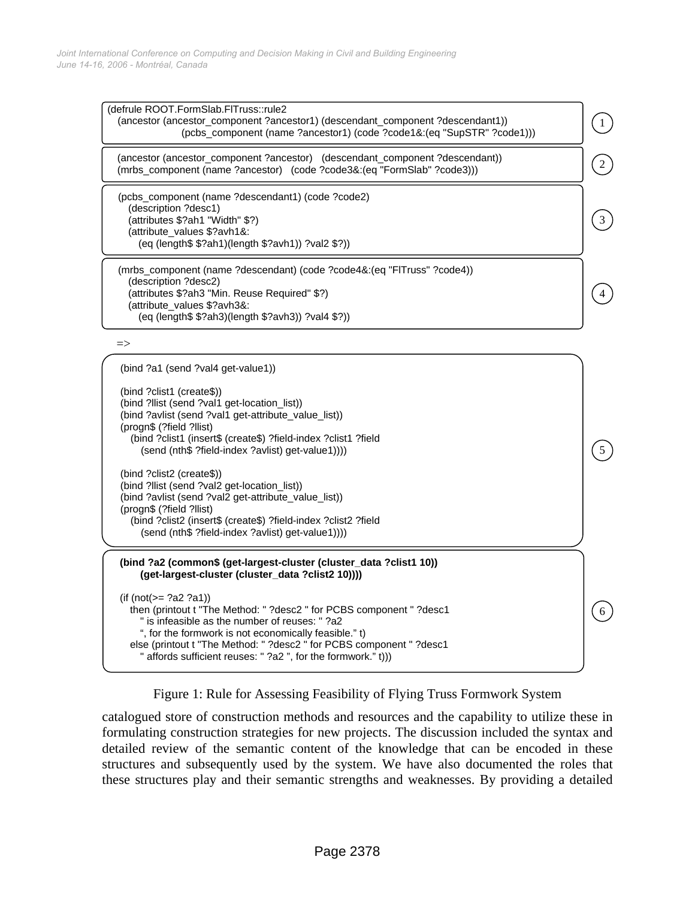```
(defrule ROOT.FormSlab.FlTruss::rule2
   (ancestor (ancestor_component ?ancestor1) (descendant_component ?descendant1))
                  (pcbs_component (name ?ancestor1) (code ?code1&:(eq "SupSTR" ?code1)))            (1)

   (ancestor (ancestor_component ?ancestor)   (descendant_component ?descendant))
   (mrbs_component (name ?ancestor)   (code ?code3&:(eq "FormSlab" ?code3)))                        (2)

   (pcbs_component (name ?descendant1) (code ?code2)
      (description ?desc1)
      (attributes $?ah1 "Width" $?)
      (attribute_values $?avh1&:
         (eq (length$ $?ah1)(length $?avh1)) ?val2 $?))                                             (3)

   (mrbs_component (name ?descendant) (code ?code4&:(eq "FlTruss" ?code4))
      (description ?desc2)
      (attributes $?ah3 "Min. Reuse Required" $?)
      (attribute_values $?avh3&:
         (eq (length$ $?ah3)(length $?avh3)) ?val4 $?))                                             (4)

   =>

    (bind ?a1 (send ?val4 get-value1))

    (bind ?clist1 (create$))
    (bind ?llist (send ?val1 get-location_list))
    (bind ?avlist (send ?val1 get-attribute_value_list))
    (progn$ (?field ?llist)
       (bind ?clist1 (insert$ (create$) ?field-index ?clist1 ?field
          (send (nth$ ?field-index ?avlist) get-value1))))                                          (5)

    (bind ?clist2 (create$))
    (bind ?llist (send ?val2 get-location_list))
    (bind ?avlist (send ?val2 get-attribute_value_list))
    (progn$ (?field ?llist)
       (bind ?clist2 (insert$ (create$) ?field-index ?clist2 ?field
          (send (nth$ ?field-index ?avlist) get-value1))))

    (bind ?a2 (common$ (get-largest-cluster (cluster_data ?clist1 10))
          (get-largest-cluster (cluster_data ?clist2 10))))

    (if (not(>= ?a2 ?a1))
       then (printout t "The Method: " ?desc2 " for PCBS component " ?desc1
          " is infeasible as the number of reuses: " ?a2
          ", for the formwork is not economically feasible." t)                                     (6)
       else (printout t "The Method: " ?desc2 " for PCBS component " ?desc1
          " affords sufficient reuses: " ?a2 ", for the formwork." t)))
```

Figure 1: Rule for Assessing Feasibility of Flying Truss Formwork System

catalogued store of construction methods and resources and the capability to utilize these in formulating construction strategies for new projects. The discussion included the syntax and detailed review of the semantic content of the knowledge that can be encoded in these structures and subsequently used by the system. We have also documented the roles that these structures play and their semantic strengths and weaknesses. By providing a detailed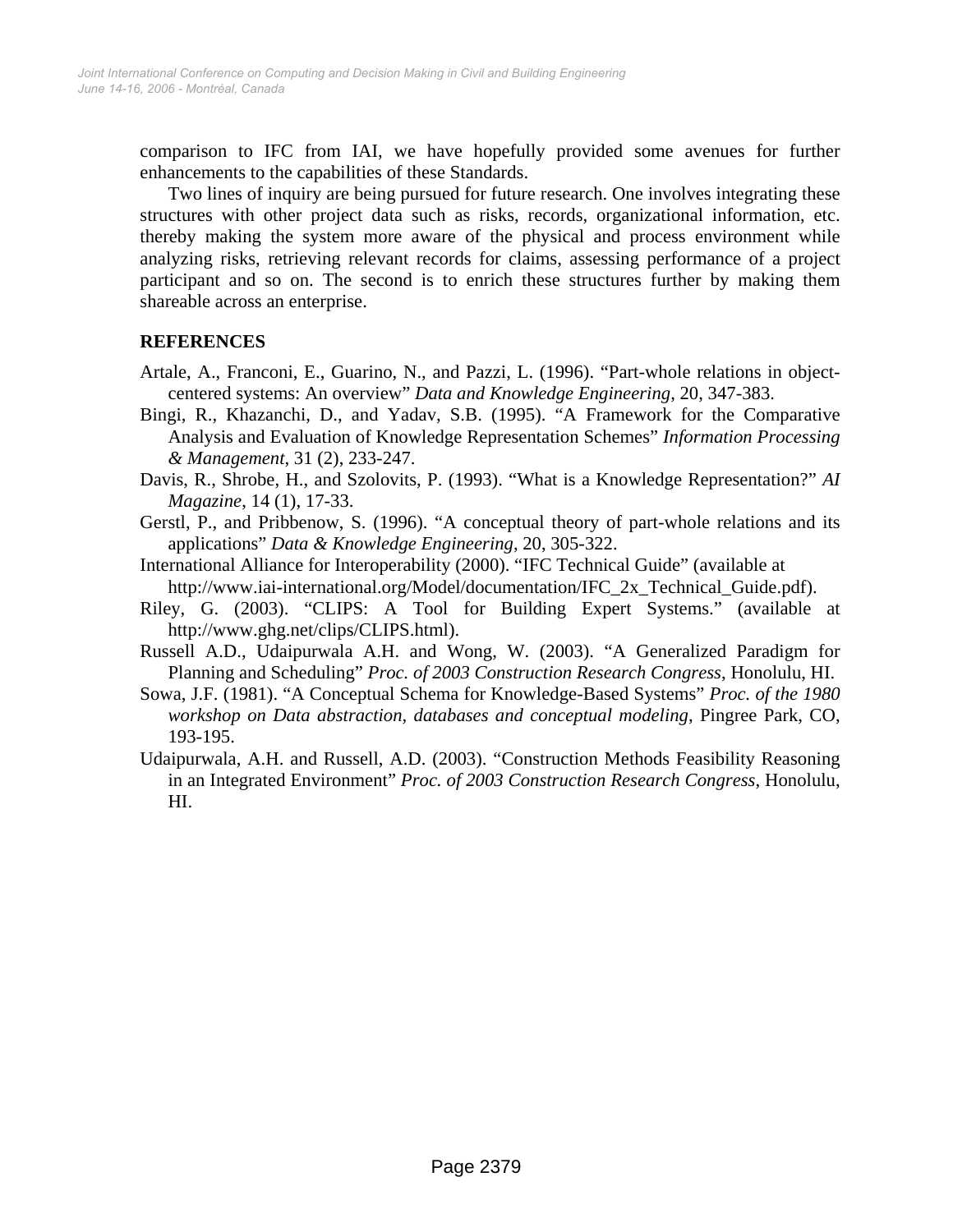comparison to IFC from IAI, we have hopefully provided some avenues for further enhancements to the capabilities of these Standards.

Two lines of inquiry are being pursued for future research. One involves integrating these structures with other project data such as risks, records, organizational information, etc. thereby making the system more aware of the physical and process environment while analyzing risks, retrieving relevant records for claims, assessing performance of a project participant and so on. The second is to enrich these structures further by making them shareable across an enterprise.

## REFERENCES

Artale, A., Franconi, E., Guarino, N., and Pazzi, L. (1996). "Part-whole relations in object-centered systems: An overview" *Data and Knowledge Engineering*, 20, 347-383.

Bingi, R., Khazanchi, D., and Yadav, S.B. (1995). "A Framework for the Comparative Analysis and Evaluation of Knowledge Representation Schemes" *Information Processing & Management*, 31 (2), 233-247.

Davis, R., Shrobe, H., and Szolovits, P. (1993). "What is a Knowledge Representation?" *AI Magazine*, 14 (1), 17-33.

Gerstl, P., and Pribbenow, S. (1996). "A conceptual theory of part-whole relations and its applications" *Data & Knowledge Engineering*, 20, 305-322.

International Alliance for Interoperability (2000). "IFC Technical Guide" (available at http://www.iai-international.org/Model/documentation/IFC_2x_Technical_Guide.pdf).

Riley, G. (2003). "CLIPS: A Tool for Building Expert Systems." (available at http://www.ghg.net/clips/CLIPS.html).

Russell A.D., Udaipurwala A.H. and Wong, W. (2003). "A Generalized Paradigm for Planning and Scheduling" *Proc. of 2003 Construction Research Congress*, Honolulu, HI.

Sowa, J.F. (1981). "A Conceptual Schema for Knowledge-Based Systems" *Proc. of the 1980 workshop on Data abstraction, databases and conceptual modeling*, Pingree Park, CO, 193-195.

Udaipurwala, A.H. and Russell, A.D. (2003). "Construction Methods Feasibility Reasoning in an Integrated Environment" *Proc. of 2003 Construction Research Congress*, Honolulu, HI.